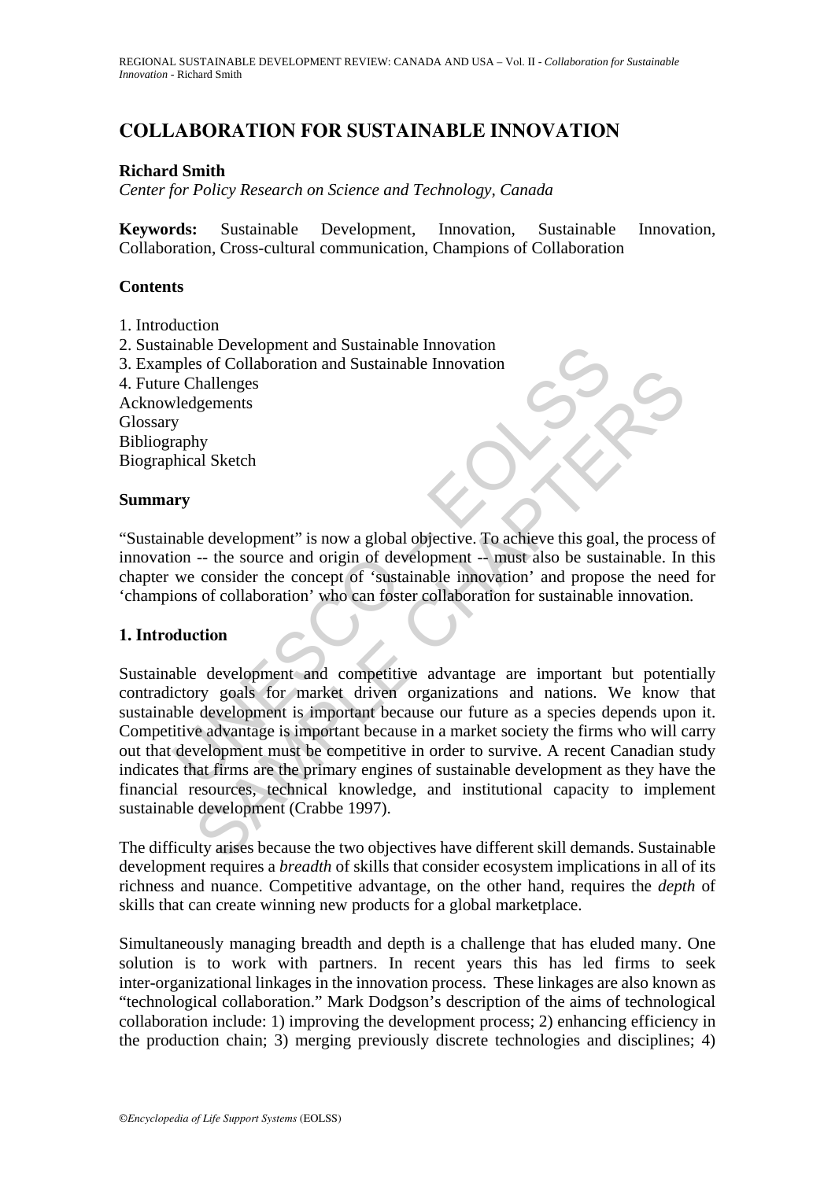# COLLABORATION FOR SUSTAINABLE INNOVATION

**Richard Smith**
*Center for Policy Research on Science and Technology, Canada*

**Keywords:** Sustainable Development, Innovation, Sustainable Innovation, Collaboration, Cross-cultural communication, Champions of Collaboration

## Contents

1. Introduction
2. Sustainable Development and Sustainable Innovation
3. Examples of Collaboration and Sustainable Innovation
4. Future Challenges

Acknowledgements
Glossary
Bibliography
Biographical Sketch

## Summary

"Sustainable development" is now a global objective. To achieve this goal, the process of innovation -- the source and origin of development -- must also be sustainable. In this chapter we consider the concept of 'sustainable innovation' and propose the need for 'champions of collaboration' who can foster collaboration for sustainable innovation.

## 1. Introduction

Sustainable development and competitive advantage are important but potentially contradictory goals for market driven organizations and nations. We know that sustainable development is important because our future as a species depends upon it. Competitive advantage is important because in a market society the firms who will carry out that development must be competitive in order to survive. A recent Canadian study indicates that firms are the primary engines of sustainable development as they have the financial resources, technical knowledge, and institutional capacity to implement sustainable development (Crabbe 1997).

The difficulty arises because the two objectives have different skill demands. Sustainable development requires a *breadth* of skills that consider ecosystem implications in all of its richness and nuance. Competitive advantage, on the other hand, requires the *depth* of skills that can create winning new products for a global marketplace.

Simultaneously managing breadth and depth is a challenge that has eluded many. One solution is to work with partners. In recent years this has led firms to seek inter-organizational linkages in the innovation process. These linkages are also known as "technological collaboration." Mark Dodgson's description of the aims of technological collaboration include: 1) improving the development process; 2) enhancing efficiency in the production chain; 3) merging previously discrete technologies and disciplines; 4)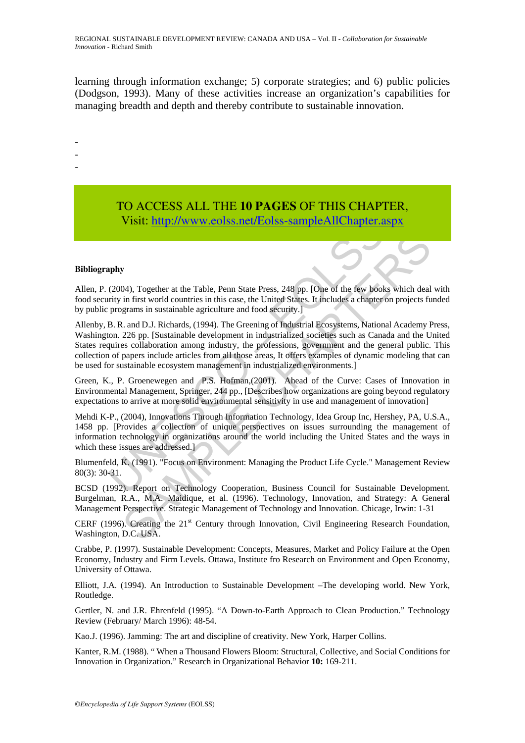learning through information exchange; 5) corporate strategies; and 6) public policies (Dodgson, 1993). Many of these activities increase an organization's capabilities for managing breadth and depth and thereby contribute to sustainable innovation.

-
-
-

TO ACCESS ALL THE **10 PAGES** OF THIS CHAPTER,
Visit: http://www.eolss.net/Eolss-sampleAllChapter.aspx

**Bibliography**

Allen, P. (2004), Together at the Table, Penn State Press, 248 pp. [One of the few books which deal with food security in first world countries in this case, the United States. It includes a chapter on projects funded by public programs in sustainable agriculture and food security.]

Allenby, B. R. and D.J. Richards, (1994). The Greening of Industrial Ecosystems, National Academy Press, Washington. 226 pp. [Sustainable development in industrialized societies such as Canada and the United States requires collaboration among industry, the professions, government and the general public. This collection of papers include articles from all those areas, It offers examples of dynamic modeling that can be used for sustainable ecosystem management in industrialized environments.]

Green, K., P. Groenewegen and P.S. Hofman,(2001). Ahead of the Curve: Cases of Innovation in Environmental Management, Springer, 244 pp., [Describes how organizations are going beyond regulatory expectations to arrive at more solid environmental sensitivity in use and management of innovation]

Mehdi K-P., (2004), Innovations Through Information Technology, Idea Group Inc, Hershey, PA, U.S.A., 1458 pp. [Provides a collection of unique perspectives on issues surrounding the management of information technology in organizations around the world including the United States and the ways in which these issues are addressed.]

Blumenfeld, K. (1991). "Focus on Environment: Managing the Product Life Cycle." Management Review 80(3): 30-31.

BCSD (1992). Report on Technology Cooperation, Business Council for Sustainable Development. Burgelman, R.A., M.A. Maidique, et al. (1996). Technology, Innovation, and Strategy: A General Management Perspective. Strategic Management of Technology and Innovation. Chicage, Irwin: 1-31

CERF (1996). Creating the 21st Century through Innovation, Civil Engineering Research Foundation, Washington, D.C. USA.

Crabbe, P. (1997). Sustainable Development: Concepts, Measures, Market and Policy Failure at the Open Economy, Industry and Firm Levels. Ottawa, Institute fro Research on Environment and Open Economy, University of Ottawa.

Elliott, J.A. (1994). An Introduction to Sustainable Development –The developing world. New York, Routledge.

Gertler, N. and J.R. Ehrenfeld (1995). "A Down-to-Earth Approach to Clean Production." Technology Review (February/ March 1996): 48-54.

Kao.J. (1996). Jamming: The art and discipline of creativity. New York, Harper Collins.

Kanter, R.M. (1988). " When a Thousand Flowers Bloom: Structural, Collective, and Social Conditions for Innovation in Organization." Research in Organizational Behavior **10:** 169-211.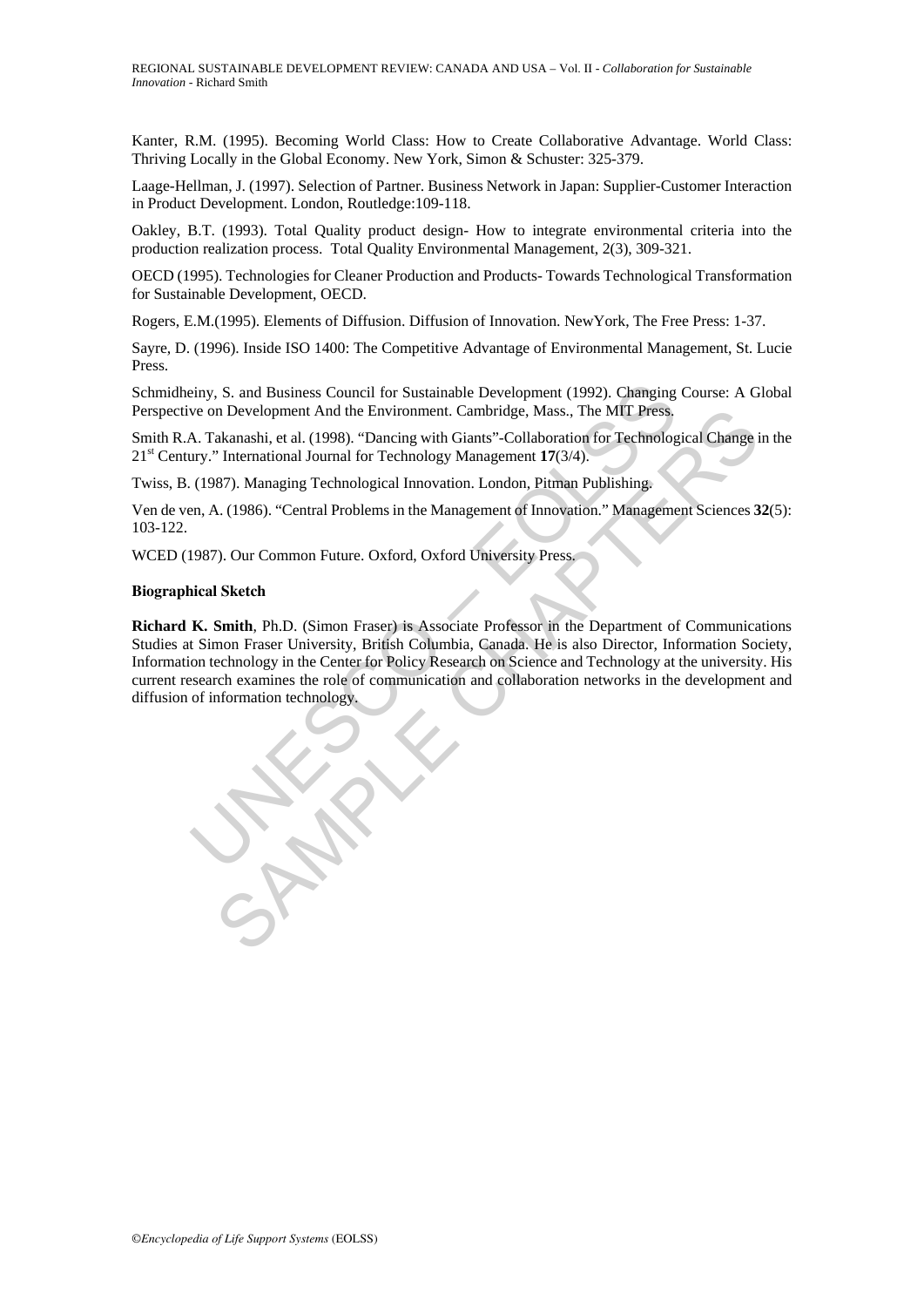Kanter, R.M. (1995). Becoming World Class: How to Create Collaborative Advantage. World Class: Thriving Locally in the Global Economy. New York, Simon & Schuster: 325-379.

Laage-Hellman, J. (1997). Selection of Partner. Business Network in Japan: Supplier-Customer Interaction in Product Development. London, Routledge:109-118.

Oakley, B.T. (1993). Total Quality product design- How to integrate environmental criteria into the production realization process. Total Quality Environmental Management, 2(3), 309-321.

OECD (1995). Technologies for Cleaner Production and Products- Towards Technological Transformation for Sustainable Development, OECD.

Rogers, E.M.(1995). Elements of Diffusion. Diffusion of Innovation. NewYork, The Free Press: 1-37.

Sayre, D. (1996). Inside ISO 1400: The Competitive Advantage of Environmental Management, St. Lucie Press.

Schmidheiny, S. and Business Council for Sustainable Development (1992). Changing Course: A Global Perspective on Development And the Environment. Cambridge, Mass., The MIT Press.

Smith R.A. Takanashi, et al. (1998). "Dancing with Giants"-Collaboration for Technological Change in the 21st Century." International Journal for Technology Management **17**(3/4).

Twiss, B. (1987). Managing Technological Innovation. London, Pitman Publishing.

Ven de ven, A. (1986). "Central Problems in the Management of Innovation." Management Sciences **32**(5): 103-122.

WCED (1987). Our Common Future. Oxford, Oxford University Press.

**Biographical Sketch**

**Richard K. Smith**, Ph.D. (Simon Fraser) is Associate Professor in the Department of Communications Studies at Simon Fraser University, British Columbia, Canada. He is also Director, Information Society, Information technology in the Center for Policy Research on Science and Technology at the university. His current research examines the role of communication and collaboration networks in the development and diffusion of information technology.